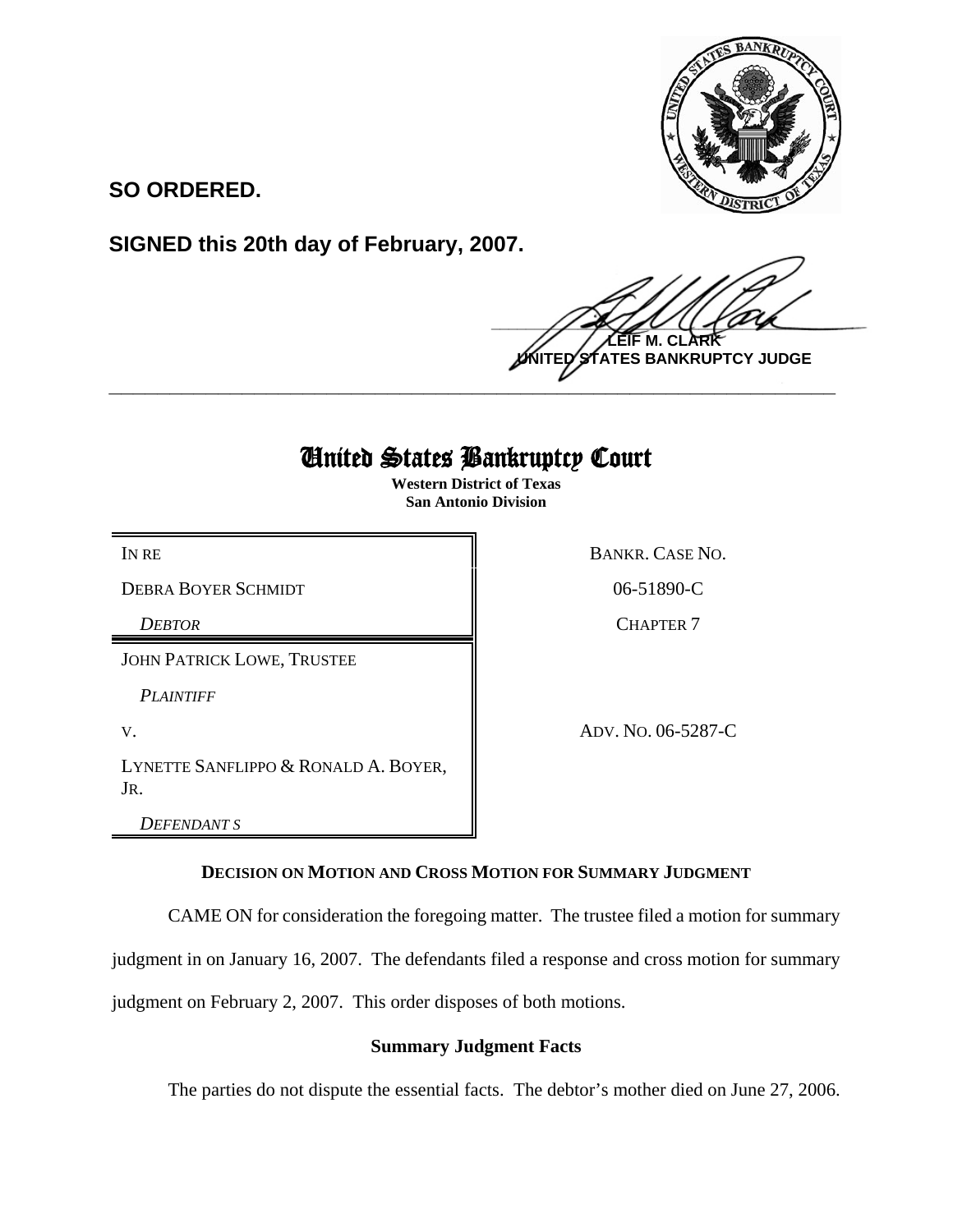**SO ORDERED.**

**SIGNED this 20th day of February, 2007.**

**LEIF M. CLARK**
**UNITED STATES BANKRUPTCY JUDGE**

---

# United States Bankruptcy Court

**Western District of Texas**
**San Antonio Division**

| | |
|---|---|
| IN RE | BANKR. CASE NO. |
| DEBRA BOYER SCHMIDT | 06-51890-C |
| *DEBTOR* | CHAPTER 7 |
| JOHN PATRICK LOWE, TRUSTEE | |
| *PLAINTIFF* | |
| V. | ADV. NO. 06-5287-C |
| LYNETTE SANFLIPPO & RONALD A. BOYER, JR. | |
| *DEFENDANT S* | |

**DECISION ON MOTION AND CROSS MOTION FOR SUMMARY JUDGMENT**

CAME ON for consideration the foregoing matter. The trustee filed a motion for summary judgment in on January 16, 2007. The defendants filed a response and cross motion for summary judgment on February 2, 2007. This order disposes of both motions.

**Summary Judgment Facts**

The parties do not dispute the essential facts. The debtor's mother died on June 27, 2006.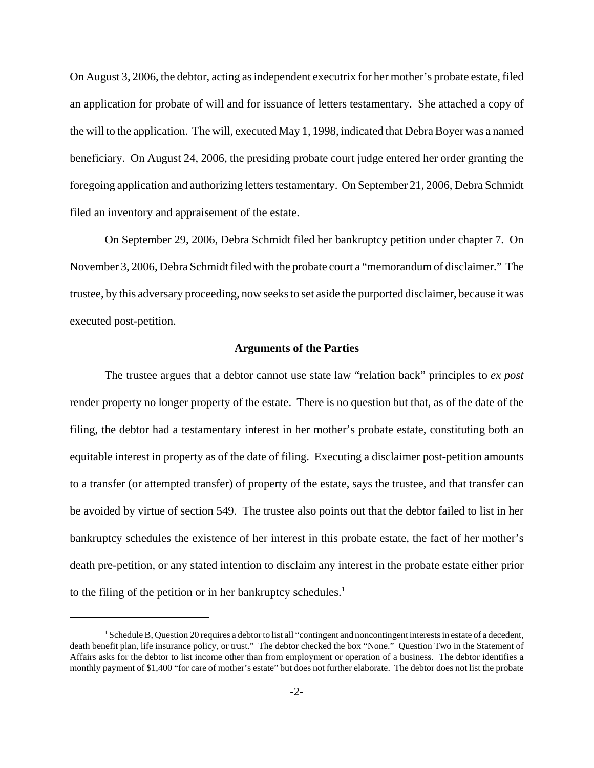On August 3, 2006, the debtor, acting as independent executrix for her mother's probate estate, filed an application for probate of will and for issuance of letters testamentary. She attached a copy of the will to the application. The will, executed May 1, 1998, indicated that Debra Boyer was a named beneficiary. On August 24, 2006, the presiding probate court judge entered her order granting the foregoing application and authorizing letters testamentary. On September 21, 2006, Debra Schmidt filed an inventory and appraisement of the estate.

On September 29, 2006, Debra Schmidt filed her bankruptcy petition under chapter 7. On November 3, 2006, Debra Schmidt filed with the probate court a "memorandum of disclaimer." The trustee, by this adversary proceeding, now seeks to set aside the purported disclaimer, because it was executed post-petition.

### Arguments of the Parties

The trustee argues that a debtor cannot use state law "relation back" principles to *ex post* render property no longer property of the estate. There is no question but that, as of the date of the filing, the debtor had a testamentary interest in her mother's probate estate, constituting both an equitable interest in property as of the date of filing. Executing a disclaimer post-petition amounts to a transfer (or attempted transfer) of property of the estate, says the trustee, and that transfer can be avoided by virtue of section 549. The trustee also points out that the debtor failed to list in her bankruptcy schedules the existence of her interest in this probate estate, the fact of her mother's death pre-petition, or any stated intention to disclaim any interest in the probate estate either prior to the filing of the petition or in her bankruptcy schedules.[1]

[1] Schedule B, Question 20 requires a debtor to list all "contingent and noncontingent interests in estate of a decedent, death benefit plan, life insurance policy, or trust." The debtor checked the box "None." Question Two in the Statement of Affairs asks for the debtor to list income other than from employment or operation of a business. The debtor identifies a monthly payment of $1,400 "for care of mother's estate" but does not further elaborate. The debtor does not list the probate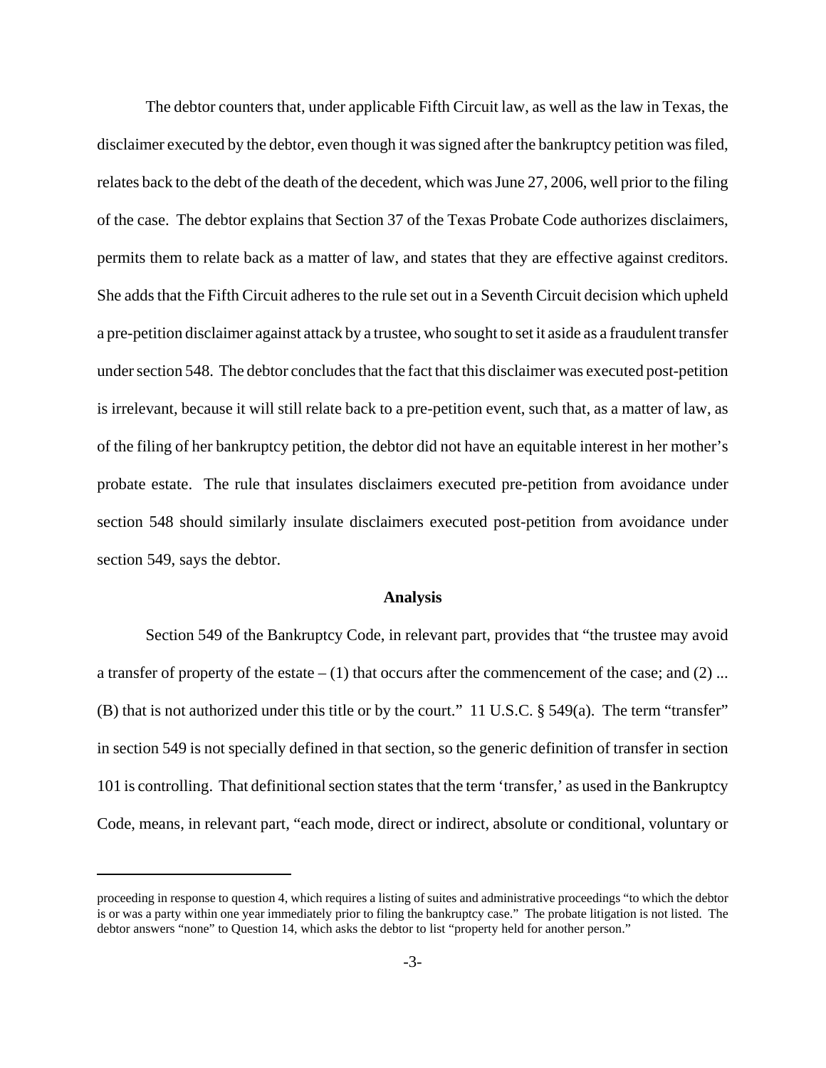The debtor counters that, under applicable Fifth Circuit law, as well as the law in Texas, the disclaimer executed by the debtor, even though it was signed after the bankruptcy petition was filed, relates back to the debt of the death of the decedent, which was June 27, 2006, well prior to the filing of the case. The debtor explains that Section 37 of the Texas Probate Code authorizes disclaimers, permits them to relate back as a matter of law, and states that they are effective against creditors. She adds that the Fifth Circuit adheres to the rule set out in a Seventh Circuit decision which upheld a pre-petition disclaimer against attack by a trustee, who sought to set it aside as a fraudulent transfer under section 548. The debtor concludes that the fact that this disclaimer was executed post-petition is irrelevant, because it will still relate back to a pre-petition event, such that, as a matter of law, as of the filing of her bankruptcy petition, the debtor did not have an equitable interest in her mother's probate estate. The rule that insulates disclaimers executed pre-petition from avoidance under section 548 should similarly insulate disclaimers executed post-petition from avoidance under section 549, says the debtor.

**Analysis**

Section 549 of the Bankruptcy Code, in relevant part, provides that "the trustee may avoid a transfer of property of the estate – (1) that occurs after the commencement of the case; and (2) ... (B) that is not authorized under this title or by the court." 11 U.S.C. § 549(a). The term "transfer" in section 549 is not specially defined in that section, so the generic definition of transfer in section 101 is controlling. That definitional section states that the term 'transfer,' as used in the Bankruptcy Code, means, in relevant part, "each mode, direct or indirect, absolute or conditional, voluntary or

---

proceeding in response to question 4, which requires a listing of suites and administrative proceedings "to which the debtor is or was a party within one year immediately prior to filing the bankruptcy case." The probate litigation is not listed. The debtor answers "none" to Question 14, which asks the debtor to list "property held for another person."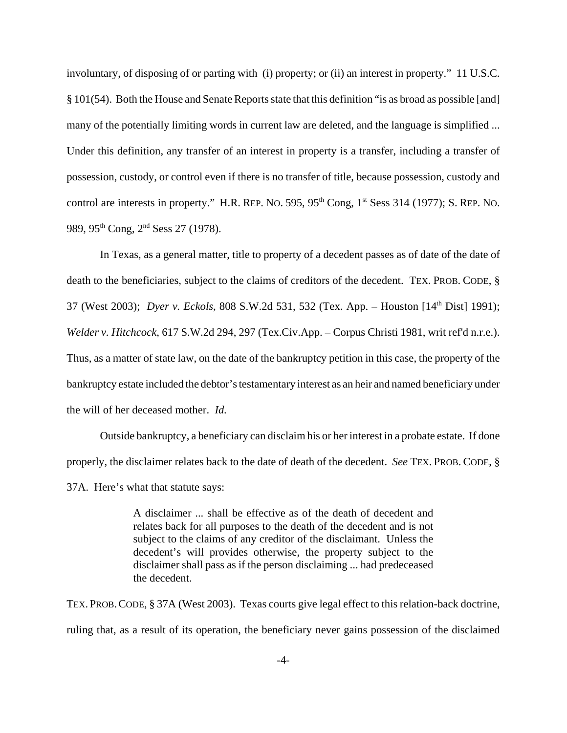involuntary, of disposing of or parting with (i) property; or (ii) an interest in property." 11 U.S.C. § 101(54). Both the House and Senate Reports state that this definition "is as broad as possible [and] many of the potentially limiting words in current law are deleted, and the language is simplified ... Under this definition, any transfer of an interest in property is a transfer, including a transfer of possession, custody, or control even if there is no transfer of title, because possession, custody and control are interests in property." H.R. REP. NO. 595, 95th Cong, 1st Sess 314 (1977); S. REP. NO. 989, 95th Cong, 2nd Sess 27 (1978).

In Texas, as a general matter, title to property of a decedent passes as of date of the date of death to the beneficiaries, subject to the claims of creditors of the decedent. TEX. PROB. CODE, § 37 (West 2003); *Dyer v. Eckols*, 808 S.W.2d 531, 532 (Tex. App. – Houston [14th Dist] 1991); *Welder v. Hitchcock*, 617 S.W.2d 294, 297 (Tex.Civ.App. – Corpus Christi 1981, writ ref'd n.r.e.). Thus, as a matter of state law, on the date of the bankruptcy petition in this case, the property of the bankruptcy estate included the debtor's testamentary interest as an heir and named beneficiary under the will of her deceased mother. *Id.*

Outside bankruptcy, a beneficiary can disclaim his or her interest in a probate estate. If done properly, the disclaimer relates back to the date of death of the decedent. *See* TEX. PROB. CODE, § 37A. Here's what that statute says:

> A disclaimer ... shall be effective as of the death of decedent and relates back for all purposes to the death of the decedent and is not subject to the claims of any creditor of the disclaimant. Unless the decedent's will provides otherwise, the property subject to the disclaimer shall pass as if the person disclaiming ... had predeceased the decedent.

TEX. PROB. CODE, § 37A (West 2003). Texas courts give legal effect to this relation-back doctrine, ruling that, as a result of its operation, the beneficiary never gains possession of the disclaimed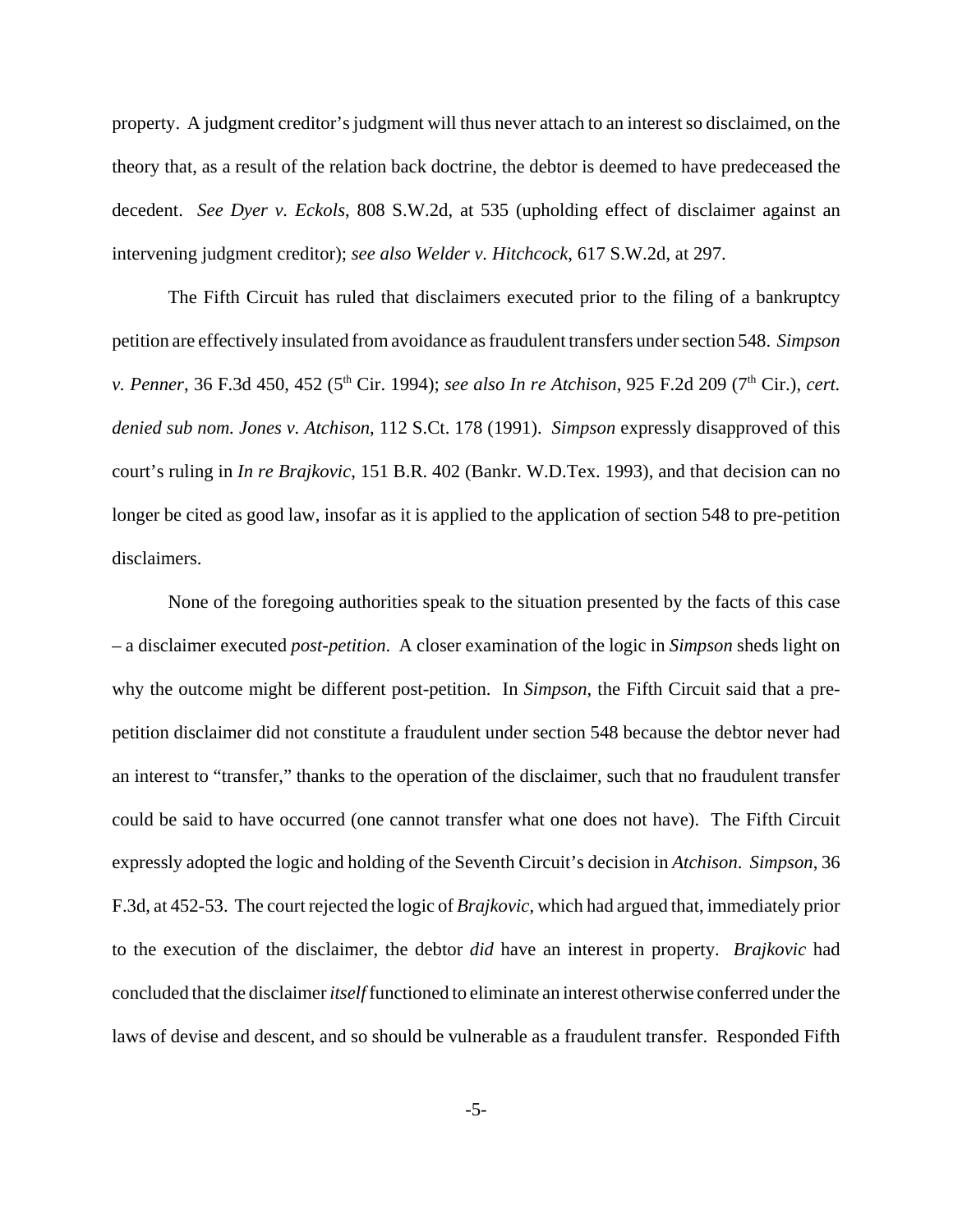property. A judgment creditor's judgment will thus never attach to an interest so disclaimed, on the theory that, as a result of the relation back doctrine, the debtor is deemed to have predeceased the decedent. *See Dyer v. Eckols*, 808 S.W.2d, at 535 (upholding effect of disclaimer against an intervening judgment creditor); *see also Welder v. Hitchcock*, 617 S.W.2d, at 297.

The Fifth Circuit has ruled that disclaimers executed prior to the filing of a bankruptcy petition are effectively insulated from avoidance as fraudulent transfers under section 548. *Simpson v. Penner*, 36 F.3d 450, 452 (5th Cir. 1994); *see also In re Atchison*, 925 F.2d 209 (7th Cir.), *cert. denied sub nom. Jones v. Atchison*, 112 S.Ct. 178 (1991). *Simpson* expressly disapproved of this court's ruling in *In re Brajkovic*, 151 B.R. 402 (Bankr. W.D.Tex. 1993), and that decision can no longer be cited as good law, insofar as it is applied to the application of section 548 to pre-petition disclaimers.

None of the foregoing authorities speak to the situation presented by the facts of this case – a disclaimer executed *post-petition*. A closer examination of the logic in *Simpson* sheds light on why the outcome might be different post-petition. In *Simpson*, the Fifth Circuit said that a pre-petition disclaimer did not constitute a fraudulent under section 548 because the debtor never had an interest to "transfer," thanks to the operation of the disclaimer, such that no fraudulent transfer could be said to have occurred (one cannot transfer what one does not have). The Fifth Circuit expressly adopted the logic and holding of the Seventh Circuit's decision in *Atchison*. *Simpson*, 36 F.3d, at 452-53. The court rejected the logic of *Brajkovic*, which had argued that, immediately prior to the execution of the disclaimer, the debtor *did* have an interest in property. *Brajkovic* had concluded that the disclaimer *itself* functioned to eliminate an interest otherwise conferred under the laws of devise and descent, and so should be vulnerable as a fraudulent transfer. Responded Fifth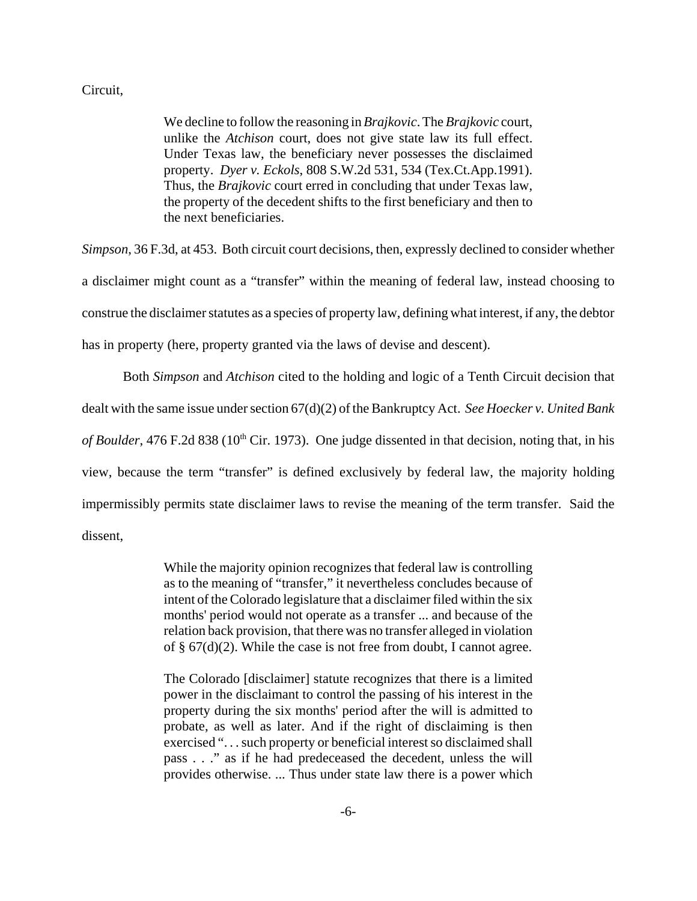Circuit,

> We decline to follow the reasoning in *Brajkovic*. The *Brajkovic* court, unlike the *Atchison* court, does not give state law its full effect. Under Texas law, the beneficiary never possesses the disclaimed property. *Dyer v. Eckols*, 808 S.W.2d 531, 534 (Tex.Ct.App.1991). Thus, the *Brajkovic* court erred in concluding that under Texas law, the property of the decedent shifts to the first beneficiary and then to the next beneficiaries.

*Simpson*, 36 F.3d, at 453. Both circuit court decisions, then, expressly declined to consider whether a disclaimer might count as a "transfer" within the meaning of federal law, instead choosing to construe the disclaimer statutes as a species of property law, defining what interest, if any, the debtor has in property (here, property granted via the laws of devise and descent).

Both *Simpson* and *Atchison* cited to the holding and logic of a Tenth Circuit decision that dealt with the same issue under section 67(d)(2) of the Bankruptcy Act. *See Hoecker v. United Bank of Boulder*, 476 F.2d 838 (10th Cir. 1973). One judge dissented in that decision, noting that, in his view, because the term "transfer" is defined exclusively by federal law, the majority holding impermissibly permits state disclaimer laws to revise the meaning of the term transfer. Said the dissent,

> While the majority opinion recognizes that federal law is controlling as to the meaning of "transfer," it nevertheless concludes because of intent of the Colorado legislature that a disclaimer filed within the six months' period would not operate as a transfer ... and because of the relation back provision, that there was no transfer alleged in violation of § 67(d)(2). While the case is not free from doubt, I cannot agree.
>
> The Colorado [disclaimer] statute recognizes that there is a limited power in the disclaimant to control the passing of his interest in the property during the six months' period after the will is admitted to probate, as well as later. And if the right of disclaiming is then exercised ". . . such property or beneficial interest so disclaimed shall pass . . ." as if he had predeceased the decedent, unless the will provides otherwise. ... Thus under state law there is a power which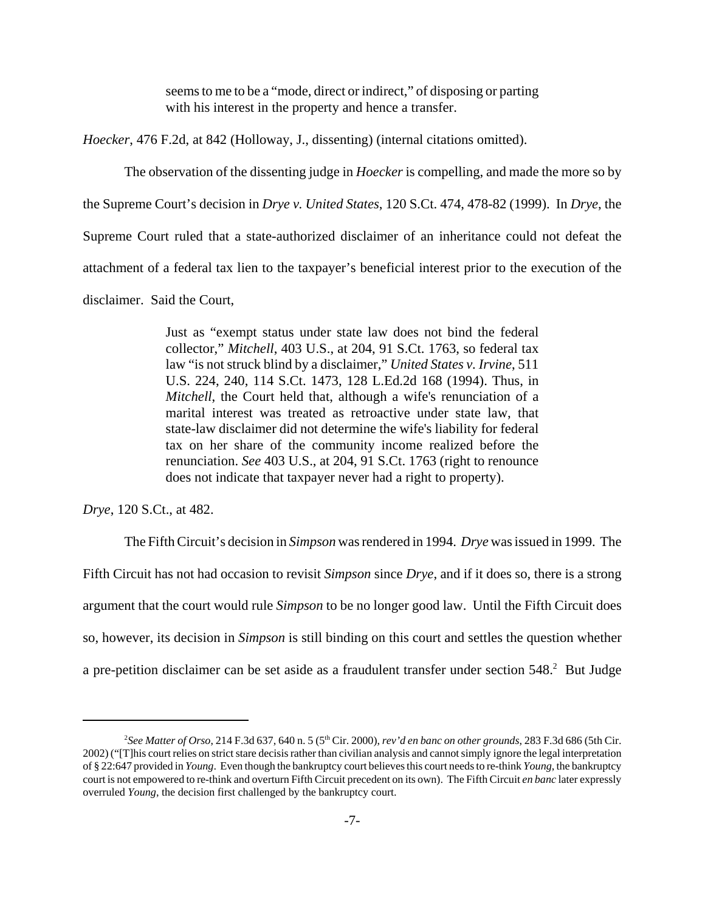> seems to me to be a "mode, direct or indirect," of disposing or parting with his interest in the property and hence a transfer.

*Hoecker*, 476 F.2d, at 842 (Holloway, J., dissenting) (internal citations omitted).

The observation of the dissenting judge in *Hoecker* is compelling, and made the more so by the Supreme Court's decision in *Drye v. United States*, 120 S.Ct. 474, 478-82 (1999). In *Drye*, the Supreme Court ruled that a state-authorized disclaimer of an inheritance could not defeat the attachment of a federal tax lien to the taxpayer's beneficial interest prior to the execution of the disclaimer. Said the Court,

> Just as "exempt status under state law does not bind the federal collector," *Mitchell*, 403 U.S., at 204, 91 S.Ct. 1763, so federal tax law "is not struck blind by a disclaimer," *United States v. Irvine*, 511 U.S. 224, 240, 114 S.Ct. 1473, 128 L.Ed.2d 168 (1994). Thus, in *Mitchell*, the Court held that, although a wife's renunciation of a marital interest was treated as retroactive under state law, that state-law disclaimer did not determine the wife's liability for federal tax on her share of the community income realized before the renunciation. *See* 403 U.S., at 204, 91 S.Ct. 1763 (right to renounce does not indicate that taxpayer never had a right to property).

*Drye*, 120 S.Ct., at 482.

The Fifth Circuit's decision in *Simpson* was rendered in 1994. *Drye* was issued in 1999. The Fifth Circuit has not had occasion to revisit *Simpson* since *Drye*, and if it does so, there is a strong argument that the court would rule *Simpson* to be no longer good law. Until the Fifth Circuit does so, however, its decision in *Simpson* is still binding on this court and settles the question whether a pre-petition disclaimer can be set aside as a fraudulent transfer under section 548.[2] But Judge

---

[2] *See Matter of Orso*, 214 F.3d 637, 640 n. 5 (5th Cir. 2000), *rev'd en banc on other grounds*, 283 F.3d 686 (5th Cir. 2002) ("[T]his court relies on strict stare decisis rather than civilian analysis and cannot simply ignore the legal interpretation of § 22:647 provided in *Young*. Even though the bankruptcy court believes this court needs to re-think *Young*, the bankruptcy court is not empowered to re-think and overturn Fifth Circuit precedent on its own). The Fifth Circuit *en banc* later expressly overruled *Young*, the decision first challenged by the bankruptcy court.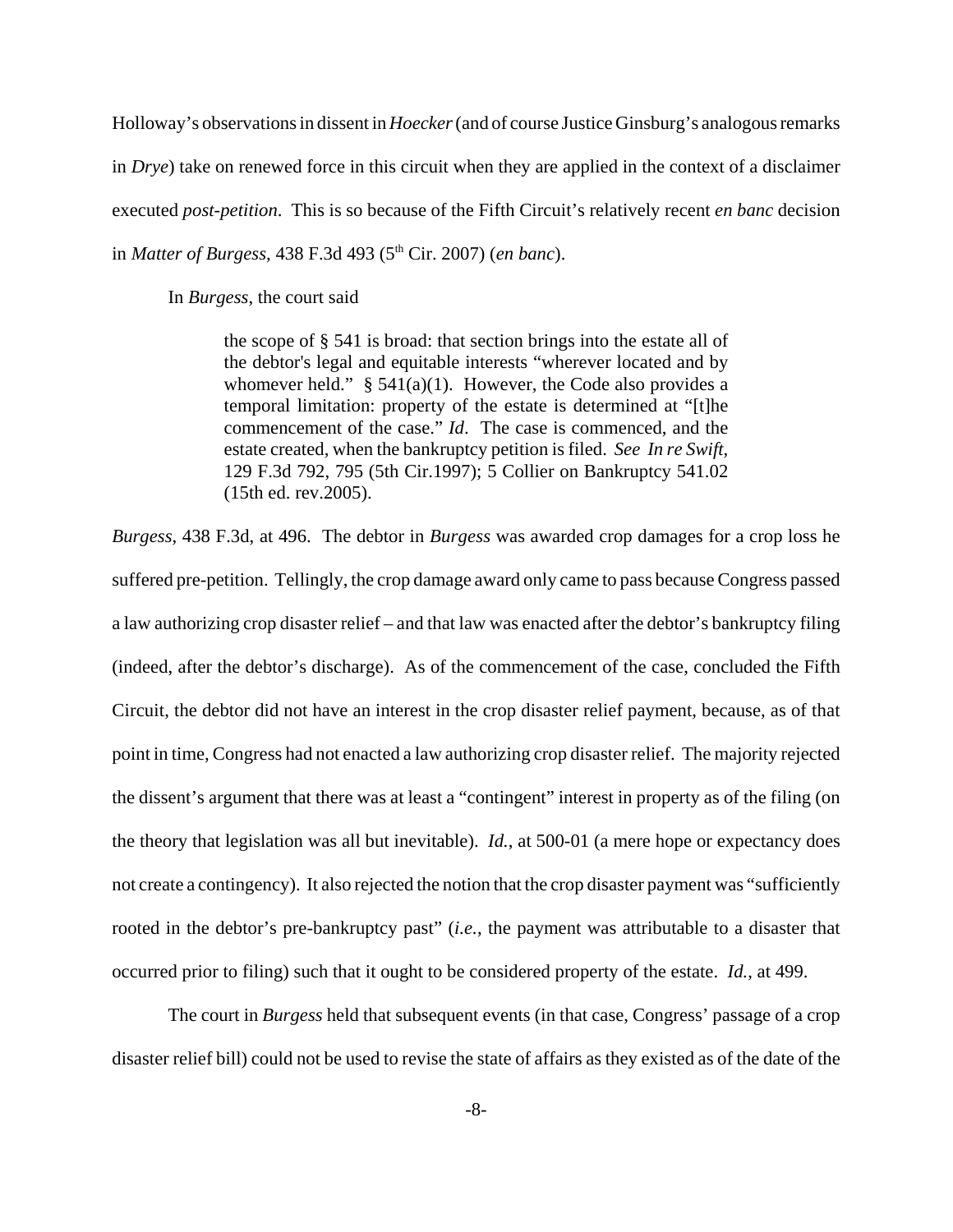Holloway's observations in dissent in *Hoecker* (and of course Justice Ginsburg's analogous remarks in *Drye*) take on renewed force in this circuit when they are applied in the context of a disclaimer executed *post-petition*. This is so because of the Fifth Circuit's relatively recent *en banc* decision in *Matter of Burgess*, 438 F.3d 493 (5th Cir. 2007) (*en banc*).

In *Burgess*, the court said

> the scope of § 541 is broad: that section brings into the estate all of the debtor's legal and equitable interests "wherever located and by whomever held." § 541(a)(1). However, the Code also provides a temporal limitation: property of the estate is determined at "[t]he commencement of the case." *Id*. The case is commenced, and the estate created, when the bankruptcy petition is filed. *See In re Swift*, 129 F.3d 792, 795 (5th Cir.1997); 5 Collier on Bankruptcy 541.02 (15th ed. rev.2005).

*Burgess*, 438 F.3d, at 496. The debtor in *Burgess* was awarded crop damages for a crop loss he suffered pre-petition. Tellingly, the crop damage award only came to pass because Congress passed a law authorizing crop disaster relief – and that law was enacted after the debtor's bankruptcy filing (indeed, after the debtor's discharge). As of the commencement of the case, concluded the Fifth Circuit, the debtor did not have an interest in the crop disaster relief payment, because, as of that point in time, Congress had not enacted a law authorizing crop disaster relief. The majority rejected the dissent's argument that there was at least a "contingent" interest in property as of the filing (on the theory that legislation was all but inevitable). *Id.*, at 500-01 (a mere hope or expectancy does not create a contingency). It also rejected the notion that the crop disaster payment was "sufficiently rooted in the debtor's pre-bankruptcy past" (*i.e.*, the payment was attributable to a disaster that occurred prior to filing) such that it ought to be considered property of the estate. *Id.*, at 499.

The court in *Burgess* held that subsequent events (in that case, Congress' passage of a crop disaster relief bill) could not be used to revise the state of affairs as they existed as of the date of the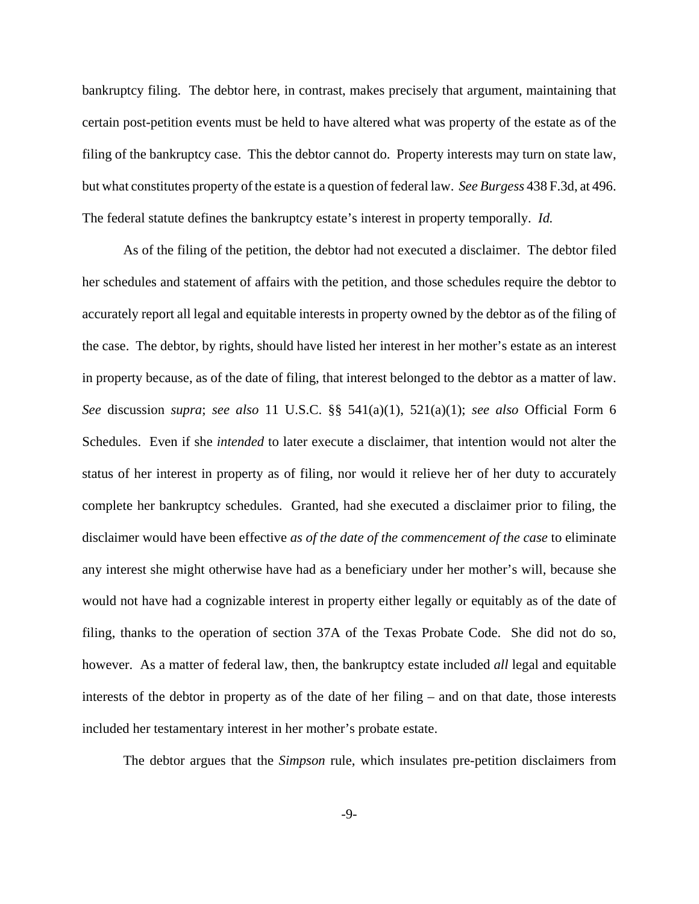bankruptcy filing. The debtor here, in contrast, makes precisely that argument, maintaining that certain post-petition events must be held to have altered what was property of the estate as of the filing of the bankruptcy case. This the debtor cannot do. Property interests may turn on state law, but what constitutes property of the estate is a question of federal law. *See Burgess* 438 F.3d, at 496. The federal statute defines the bankruptcy estate's interest in property temporally. *Id.*

As of the filing of the petition, the debtor had not executed a disclaimer. The debtor filed her schedules and statement of affairs with the petition, and those schedules require the debtor to accurately report all legal and equitable interests in property owned by the debtor as of the filing of the case. The debtor, by rights, should have listed her interest in her mother's estate as an interest in property because, as of the date of filing, that interest belonged to the debtor as a matter of law. *See* discussion *supra*; *see also* 11 U.S.C. §§ 541(a)(1), 521(a)(1); *see also* Official Form 6 Schedules. Even if she *intended* to later execute a disclaimer, that intention would not alter the status of her interest in property as of filing, nor would it relieve her of her duty to accurately complete her bankruptcy schedules. Granted, had she executed a disclaimer prior to filing, the disclaimer would have been effective *as of the date of the commencement of the case* to eliminate any interest she might otherwise have had as a beneficiary under her mother's will, because she would not have had a cognizable interest in property either legally or equitably as of the date of filing, thanks to the operation of section 37A of the Texas Probate Code. She did not do so, however. As a matter of federal law, then, the bankruptcy estate included *all* legal and equitable interests of the debtor in property as of the date of her filing – and on that date, those interests included her testamentary interest in her mother's probate estate.

The debtor argues that the *Simpson* rule, which insulates pre-petition disclaimers from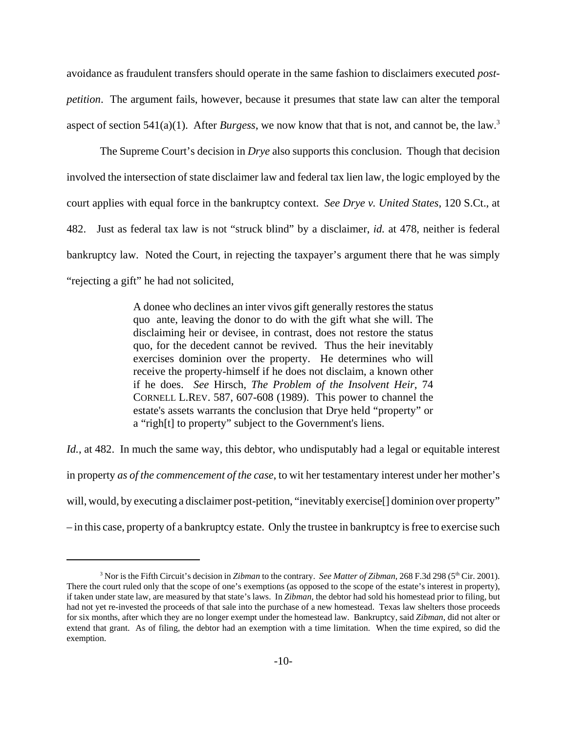avoidance as fraudulent transfers should operate in the same fashion to disclaimers executed *post-petition*. The argument fails, however, because it presumes that state law can alter the temporal aspect of section 541(a)(1). After *Burgess*, we now know that that is not, and cannot be, the law.[3]

The Supreme Court's decision in *Drye* also supports this conclusion. Though that decision involved the intersection of state disclaimer law and federal tax lien law, the logic employed by the court applies with equal force in the bankruptcy context. *See Drye v. United States*, 120 S.Ct., at 482. Just as federal tax law is not "struck blind" by a disclaimer, *id.* at 478, neither is federal bankruptcy law. Noted the Court, in rejecting the taxpayer's argument there that he was simply "rejecting a gift" he had not solicited,

> A donee who declines an inter vivos gift generally restores the status quo ante, leaving the donor to do with the gift what she will. The disclaiming heir or devisee, in contrast, does not restore the status quo, for the decedent cannot be revived. Thus the heir inevitably exercises dominion over the property. He determines who will receive the property-himself if he does not disclaim, a known other if he does. *See* Hirsch, *The Problem of the Insolvent Heir*, 74 CORNELL L.REV. 587, 607-608 (1989). This power to channel the estate's assets warrants the conclusion that Drye held "property" or a "righ[t] to property" subject to the Government's liens.

*Id.*, at 482. In much the same way, this debtor, who undisputably had a legal or equitable interest in property *as of the commencement of the case*, to wit her testamentary interest under her mother's will, would, by executing a disclaimer post-petition, "inevitably exercise[] dominion over property" – in this case, property of a bankruptcy estate. Only the trustee in bankruptcy is free to exercise such

---

[3] Nor is the Fifth Circuit's decision in *Zibman* to the contrary. *See Matter of Zibman*, 268 F.3d 298 (5th Cir. 2001). There the court ruled only that the scope of one's exemptions (as opposed to the scope of the estate's interest in property), if taken under state law, are measured by that state's laws. In *Zibman*, the debtor had sold his homestead prior to filing, but had not yet re-invested the proceeds of that sale into the purchase of a new homestead. Texas law shelters those proceeds for six months, after which they are no longer exempt under the homestead law. Bankruptcy, said *Zibman*, did not alter or extend that grant. As of filing, the debtor had an exemption with a time limitation. When the time expired, so did the exemption.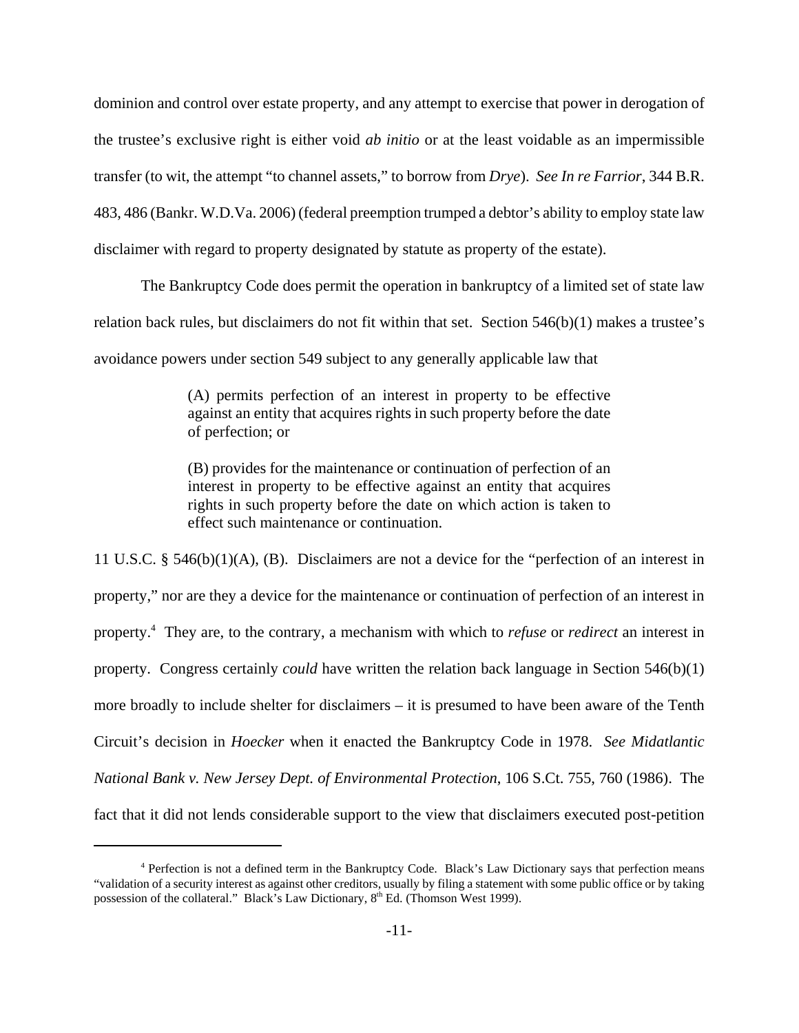dominion and control over estate property, and any attempt to exercise that power in derogation of the trustee's exclusive right is either void *ab initio* or at the least voidable as an impermissible transfer (to wit, the attempt "to channel assets," to borrow from *Drye*). *See In re Farrior*, 344 B.R. 483, 486 (Bankr. W.D.Va. 2006) (federal preemption trumped a debtor's ability to employ state law disclaimer with regard to property designated by statute as property of the estate).

The Bankruptcy Code does permit the operation in bankruptcy of a limited set of state law relation back rules, but disclaimers do not fit within that set. Section 546(b)(1) makes a trustee's avoidance powers under section 549 subject to any generally applicable law that

> (A) permits perfection of an interest in property to be effective against an entity that acquires rights in such property before the date of perfection; or
>
> (B) provides for the maintenance or continuation of perfection of an interest in property to be effective against an entity that acquires rights in such property before the date on which action is taken to effect such maintenance or continuation.

11 U.S.C. § 546(b)(1)(A), (B). Disclaimers are not a device for the "perfection of an interest in property," nor are they a device for the maintenance or continuation of perfection of an interest in property.[4] They are, to the contrary, a mechanism with which to *refuse* or *redirect* an interest in property. Congress certainly *could* have written the relation back language in Section 546(b)(1) more broadly to include shelter for disclaimers – it is presumed to have been aware of the Tenth Circuit's decision in *Hoecker* when it enacted the Bankruptcy Code in 1978. *See Midatlantic National Bank v. New Jersey Dept. of Environmental Protection*, 106 S.Ct. 755, 760 (1986). The fact that it did not lends considerable support to the view that disclaimers executed post-petition

---

[4] Perfection is not a defined term in the Bankruptcy Code. Black's Law Dictionary says that perfection means "validation of a security interest as against other creditors, usually by filing a statement with some public office or by taking possession of the collateral." Black's Law Dictionary, 8th Ed. (Thomson West 1999).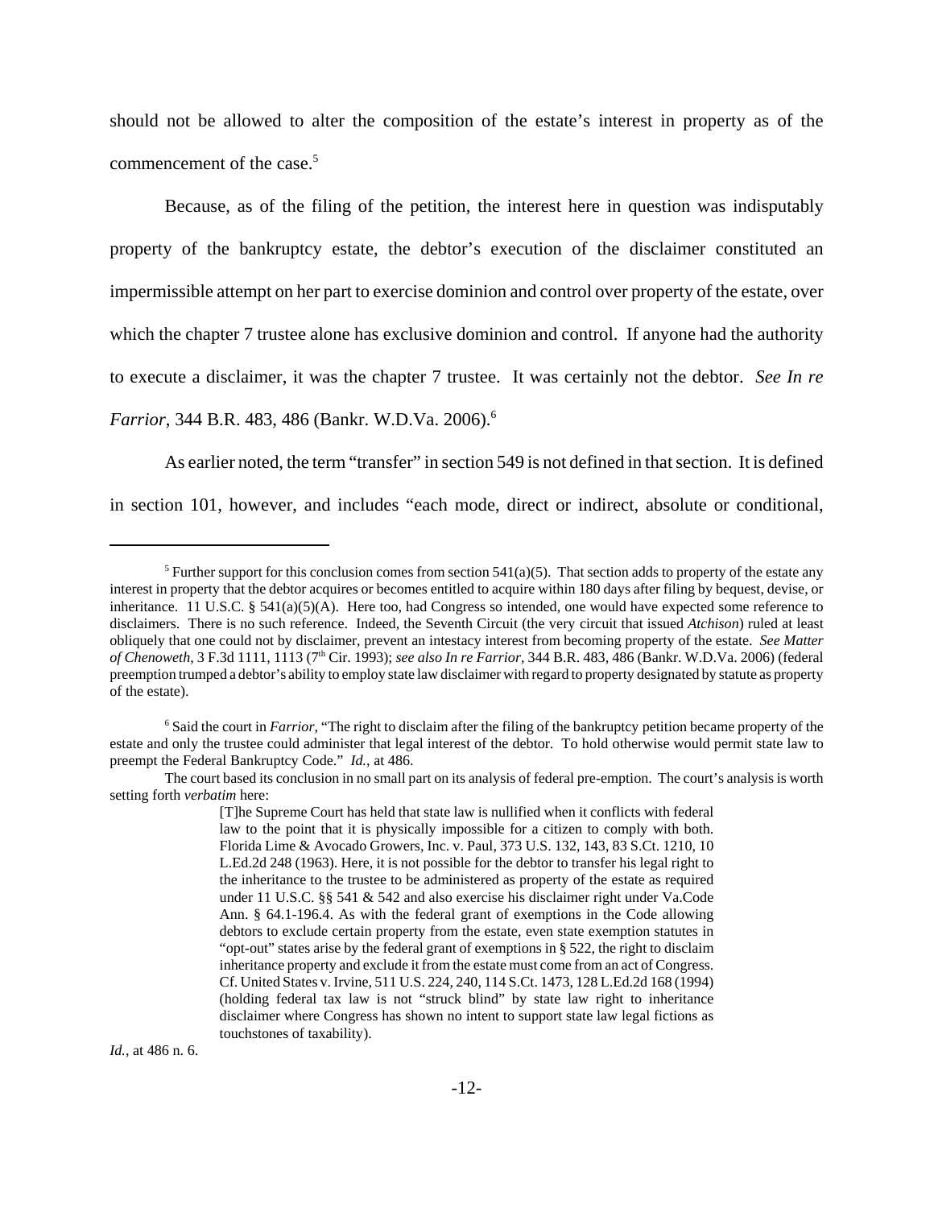should not be allowed to alter the composition of the estate's interest in property as of the commencement of the case.[5]

Because, as of the filing of the petition, the interest here in question was indisputably property of the bankruptcy estate, the debtor's execution of the disclaimer constituted an impermissible attempt on her part to exercise dominion and control over property of the estate, over which the chapter 7 trustee alone has exclusive dominion and control. If anyone had the authority to execute a disclaimer, it was the chapter 7 trustee. It was certainly not the debtor. *See In re Farrior*, 344 B.R. 483, 486 (Bankr. W.D.Va. 2006).[6]

As earlier noted, the term "transfer" in section 549 is not defined in that section. It is defined in section 101, however, and includes "each mode, direct or indirect, absolute or conditional,

---

[5] Further support for this conclusion comes from section 541(a)(5). That section adds to property of the estate any interest in property that the debtor acquires or becomes entitled to acquire within 180 days after filing by bequest, devise, or inheritance. 11 U.S.C. § 541(a)(5)(A). Here too, had Congress so intended, one would have expected some reference to disclaimers. There is no such reference. Indeed, the Seventh Circuit (the very circuit that issued *Atchison*) ruled at least obliquely that one could not by disclaimer, prevent an intestacy interest from becoming property of the estate. *See Matter of Chenoweth*, 3 F.3d 1111, 1113 (7th Cir. 1993); *see also In re Farrior*, 344 B.R. 483, 486 (Bankr. W.D.Va. 2006) (federal preemption trumped a debtor's ability to employ state law disclaimer with regard to property designated by statute as property of the estate).

[6] Said the court in *Farrior*, "The right to disclaim after the filing of the bankruptcy petition became property of the estate and only the trustee could administer that legal interest of the debtor. To hold otherwise would permit state law to preempt the Federal Bankruptcy Code." *Id.*, at 486.

The court based its conclusion in no small part on its analysis of federal pre-emption. The court's analysis is worth setting forth *verbatim* here:

> [T]he Supreme Court has held that state law is nullified when it conflicts with federal law to the point that it is physically impossible for a citizen to comply with both. Florida Lime & Avocado Growers, Inc. v. Paul, 373 U.S. 132, 143, 83 S.Ct. 1210, 10 L.Ed.2d 248 (1963). Here, it is not possible for the debtor to transfer his legal right to the inheritance to the trustee to be administered as property of the estate as required under 11 U.S.C. §§ 541 & 542 and also exercise his disclaimer right under Va.Code Ann. § 64.1-196.4. As with the federal grant of exemptions in the Code allowing debtors to exclude certain property from the estate, even state exemption statutes in "opt-out" states arise by the federal grant of exemptions in § 522, the right to disclaim inheritance property and exclude it from the estate must come from an act of Congress. Cf. United States v. Irvine, 511 U.S. 224, 240, 114 S.Ct. 1473, 128 L.Ed.2d 168 (1994) (holding federal tax law is not "struck blind" by state law right to inheritance disclaimer where Congress has shown no intent to support state law legal fictions as touchstones of taxability).

*Id.*, at 486 n. 6.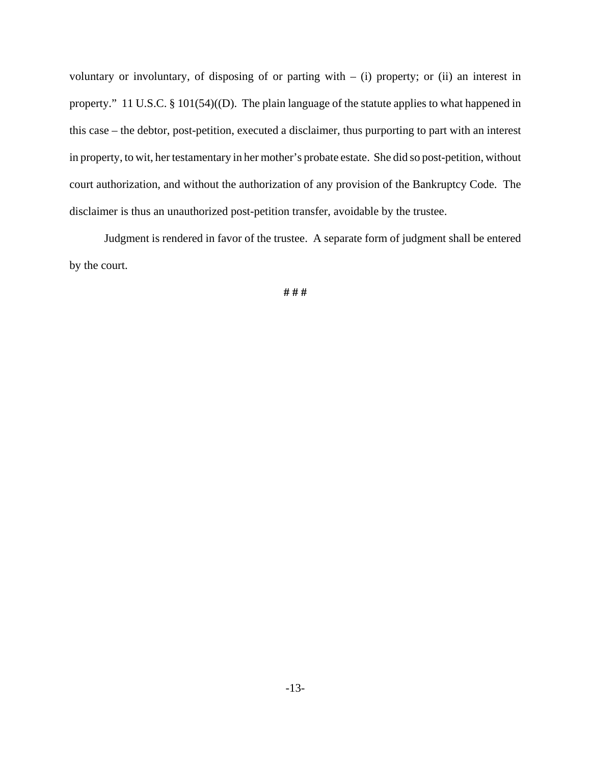voluntary or involuntary, of disposing of or parting with – (i) property; or (ii) an interest in property." 11 U.S.C. § 101(54)((D). The plain language of the statute applies to what happened in this case – the debtor, post-petition, executed a disclaimer, thus purporting to part with an interest in property, to wit, her testamentary in her mother's probate estate. She did so post-petition, without court authorization, and without the authorization of any provision of the Bankruptcy Code. The disclaimer is thus an unauthorized post-petition transfer, avoidable by the trustee.

Judgment is rendered in favor of the trustee. A separate form of judgment shall be entered by the court.

# # #